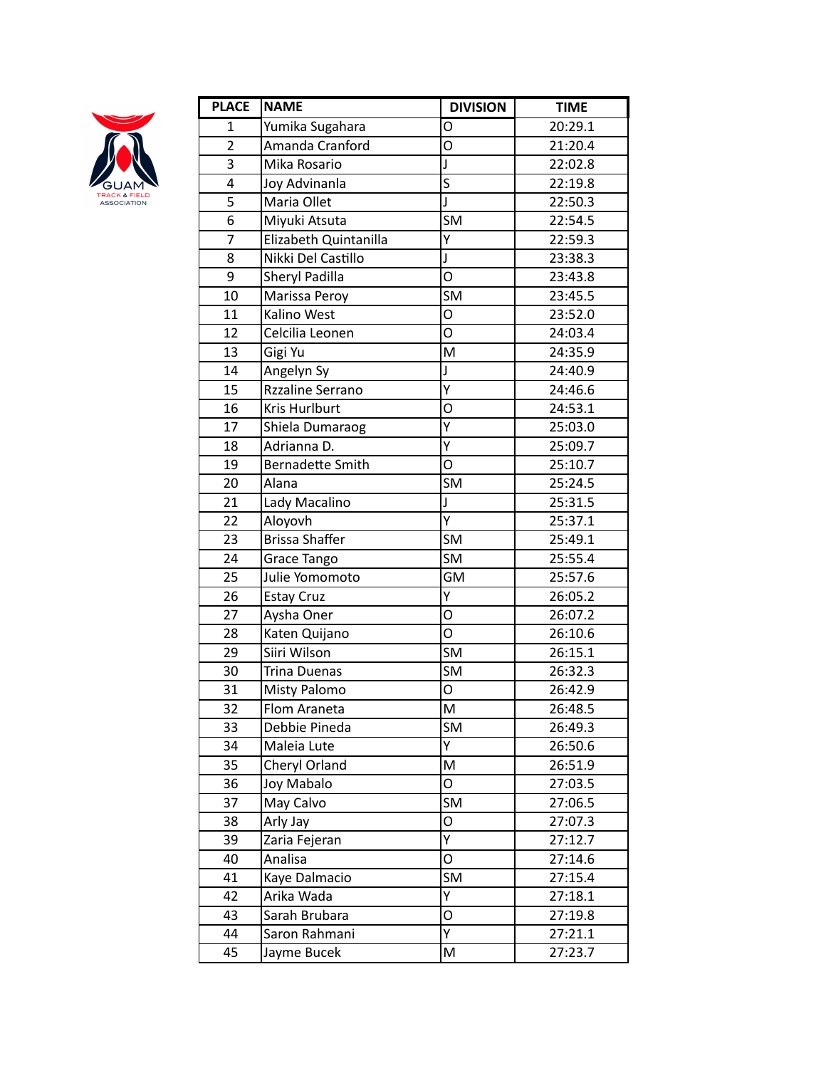| PLACE | NAME | DIVISION | TIME |
|---|---|---|---|
| 1 | Yumika Sugahara | O | 20:29.1 |
| 2 | Amanda Cranford | O | 21:20.4 |
| 3 | Mika Rosario | J | 22:02.8 |
| 4 | Joy Advinanla | S | 22:19.8 |
| 5 | Maria Ollet | J | 22:50.3 |
| 6 | Miyuki Atsuta | SM | 22:54.5 |
| 7 | Elizabeth Quintanilla | Y | 22:59.3 |
| 8 | Nikki Del Castillo | J | 23:38.3 |
| 9 | Sheryl Padilla | O | 23:43.8 |
| 10 | Marissa Peroy | SM | 23:45.5 |
| 11 | Kalino West | O | 23:52.0 |
| 12 | Celcilia Leonen | O | 24:03.4 |
| 13 | Gigi Yu | M | 24:35.9 |
| 14 | Angelyn Sy | J | 24:40.9 |
| 15 | Rzzaline Serrano | Y | 24:46.6 |
| 16 | Kris Hurlburt | O | 24:53.1 |
| 17 | Shiela Dumaraog | Y | 25:03.0 |
| 18 | Adrianna D. | Y | 25:09.7 |
| 19 | Bernadette Smith | O | 25:10.7 |
| 20 | Alana | SM | 25:24.5 |
| 21 | Lady Macalino | J | 25:31.5 |
| 22 | Aloyovh | Y | 25:37.1 |
| 23 | Brissa Shaffer | SM | 25:49.1 |
| 24 | Grace Tango | SM | 25:55.4 |
| 25 | Julie Yomomoto | GM | 25:57.6 |
| 26 | Estay Cruz | Y | 26:05.2 |
| 27 | Aysha Oner | O | 26:07.2 |
| 28 | Katen Quijano | O | 26:10.6 |
| 29 | Siiri Wilson | SM | 26:15.1 |
| 30 | Trina Duenas | SM | 26:32.3 |
| 31 | Misty Palomo | O | 26:42.9 |
| 32 | Flom Araneta | M | 26:48.5 |
| 33 | Debbie Pineda | SM | 26:49.3 |
| 34 | Maleia Lute | Y | 26:50.6 |
| 35 | Cheryl Orland | M | 26:51.9 |
| 36 | Joy Mabalo | O | 27:03.5 |
| 37 | May Calvo | SM | 27:06.5 |
| 38 | Arly Jay | O | 27:07.3 |
| 39 | Zaria Fejeran | Y | 27:12.7 |
| 40 | Analisa | O | 27:14.6 |
| 41 | Kaye Dalmacio | SM | 27:15.4 |
| 42 | Arika Wada | Y | 27:18.1 |
| 43 | Sarah Brubara | O | 27:19.8 |
| 44 | Saron Rahmani | Y | 27:21.1 |
| 45 | Jayme Bucek | M | 27:23.7 |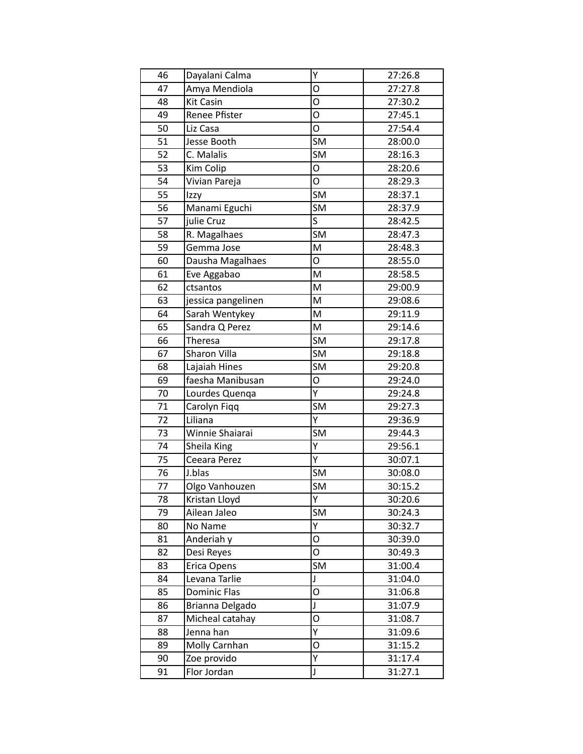| 46 | Dayalani Calma | Y | 27:26.8 |
|---|---|---|---|
| 47 | Amya Mendiola | O | 27:27.8 |
| 48 | Kit Casin | O | 27:30.2 |
| 49 | Renee Pfister | O | 27:45.1 |
| 50 | Liz Casa | O | 27:54.4 |
| 51 | Jesse Booth | SM | 28:00.0 |
| 52 | C. Malalis | SM | 28:16.3 |
| 53 | Kim Colip | O | 28:20.6 |
| 54 | Vivian Pareja | O | 28:29.3 |
| 55 | Izzy | SM | 28:37.1 |
| 56 | Manami Eguchi | SM | 28:37.9 |
| 57 | julie Cruz | S | 28:42.5 |
| 58 | R. Magalhaes | SM | 28:47.3 |
| 59 | Gemma Jose | M | 28:48.3 |
| 60 | Dausha Magalhaes | O | 28:55.0 |
| 61 | Eve Aggabao | M | 28:58.5 |
| 62 | ctsantos | M | 29:00.9 |
| 63 | jessica pangelinen | M | 29:08.6 |
| 64 | Sarah Wentykey | M | 29:11.9 |
| 65 | Sandra Q Perez | M | 29:14.6 |
| 66 | Theresa | SM | 29:17.8 |
| 67 | Sharon Villa | SM | 29:18.8 |
| 68 | Lajaiah Hines | SM | 29:20.8 |
| 69 | faesha Manibusan | O | 29:24.0 |
| 70 | Lourdes Quenqa | Y | 29:24.8 |
| 71 | Carolyn Fiqq | SM | 29:27.3 |
| 72 | Liliana | Y | 29:36.9 |
| 73 | Winnie Shaiarai | SM | 29:44.3 |
| 74 | Sheila King | Y | 29:56.1 |
| 75 | Ceeara Perez | Y | 30:07.1 |
| 76 | J.blas | SM | 30:08.0 |
| 77 | Olgo Vanhouzen | SM | 30:15.2 |
| 78 | Kristan Lloyd | Y | 30:20.6 |
| 79 | Ailean Jaleo | SM | 30:24.3 |
| 80 | No Name | Y | 30:32.7 |
| 81 | Anderiah y | O | 30:39.0 |
| 82 | Desi Reyes | O | 30:49.3 |
| 83 | Erica Opens | SM | 31:00.4 |
| 84 | Levana Tarlie | J | 31:04.0 |
| 85 | Dominic Flas | O | 31:06.8 |
| 86 | Brianna Delgado | J | 31:07.9 |
| 87 | Micheal catahay | O | 31:08.7 |
| 88 | Jenna han | Y | 31:09.6 |
| 89 | Molly Carnhan | O | 31:15.2 |
| 90 | Zoe provido | Y | 31:17.4 |
| 91 | Flor Jordan | J | 31:27.1 |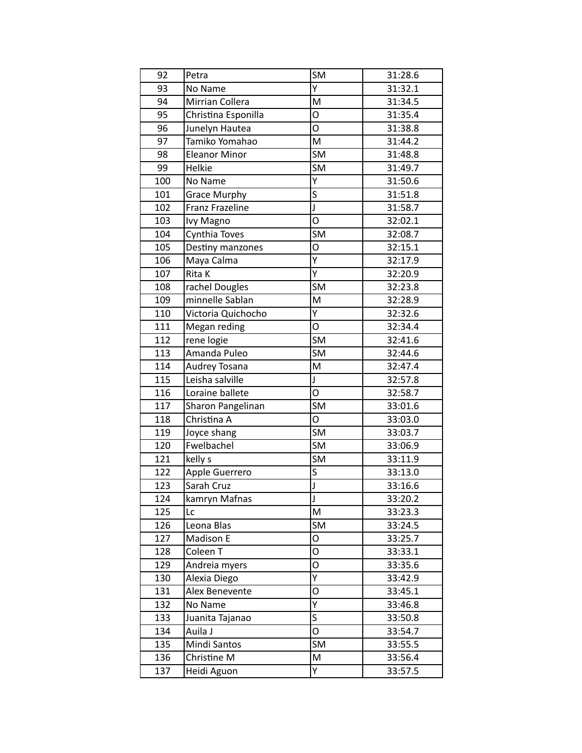| | | | |
|---|---|---|---|
| 92 | Petra | SM | 31:28.6 |
| 93 | No Name | Y | 31:32.1 |
| 94 | Mirrian Collera | M | 31:34.5 |
| 95 | Christina Esponilla | O | 31:35.4 |
| 96 | Junelyn Hautea | O | 31:38.8 |
| 97 | Tamiko Yomahao | M | 31:44.2 |
| 98 | Eleanor Minor | SM | 31:48.8 |
| 99 | Helkie | SM | 31:49.7 |
| 100 | No Name | Y | 31:50.6 |
| 101 | Grace Murphy | S | 31:51.8 |
| 102 | Franz Frazeline | J | 31:58.7 |
| 103 | Ivy Magno | O | 32:02.1 |
| 104 | Cynthia Toves | SM | 32:08.7 |
| 105 | Destiny manzones | O | 32:15.1 |
| 106 | Maya Calma | Y | 32:17.9 |
| 107 | Rita K | Y | 32:20.9 |
| 108 | rachel Dougles | SM | 32:23.8 |
| 109 | minnelle Sablan | M | 32:28.9 |
| 110 | Victoria Quichocho | Y | 32:32.6 |
| 111 | Megan reding | O | 32:34.4 |
| 112 | rene logie | SM | 32:41.6 |
| 113 | Amanda Puleo | SM | 32:44.6 |
| 114 | Audrey Tosana | M | 32:47.4 |
| 115 | Leisha salville | J | 32:57.8 |
| 116 | Loraine ballete | O | 32:58.7 |
| 117 | Sharon Pangelinan | SM | 33:01.6 |
| 118 | Christina A | O | 33:03.0 |
| 119 | Joyce shang | SM | 33:03.7 |
| 120 | Fwelbachel | SM | 33:06.9 |
| 121 | kelly s | SM | 33:11.9 |
| 122 | Apple Guerrero | S | 33:13.0 |
| 123 | Sarah Cruz | J | 33:16.6 |
| 124 | kamryn Mafnas | J | 33:20.2 |
| 125 | Lc | M | 33:23.3 |
| 126 | Leona Blas | SM | 33:24.5 |
| 127 | Madison E | O | 33:25.7 |
| 128 | Coleen T | O | 33:33.1 |
| 129 | Andreia myers | O | 33:35.6 |
| 130 | Alexia Diego | Y | 33:42.9 |
| 131 | Alex Benevente | O | 33:45.1 |
| 132 | No Name | Y | 33:46.8 |
| 133 | Juanita Tajanao | S | 33:50.8 |
| 134 | Auila J | O | 33:54.7 |
| 135 | Mindi Santos | SM | 33:55.5 |
| 136 | Christine M | M | 33:56.4 |
| 137 | Heidi Aguon | Y | 33:57.5 |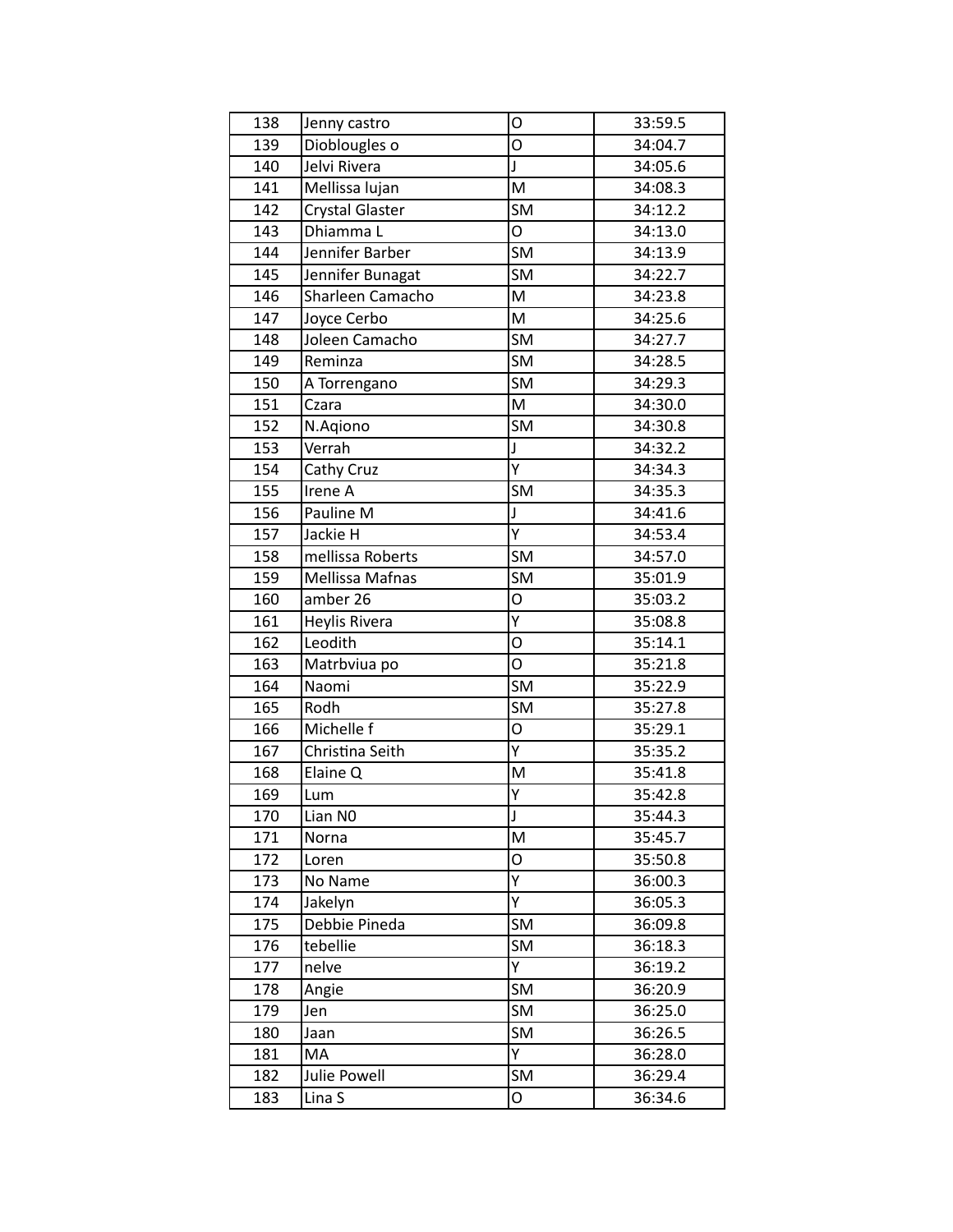| 138 | Jenny castro | O | 33:59.5 |
|---|---|---|---|
| 139 | Dioblougles o | O | 34:04.7 |
| 140 | Jelvi Rivera | J | 34:05.6 |
| 141 | Mellissa lujan | M | 34:08.3 |
| 142 | Crystal Glaster | SM | 34:12.2 |
| 143 | Dhiamma L | O | 34:13.0 |
| 144 | Jennifer Barber | SM | 34:13.9 |
| 145 | Jennifer Bunagat | SM | 34:22.7 |
| 146 | Sharleen Camacho | M | 34:23.8 |
| 147 | Joyce Cerbo | M | 34:25.6 |
| 148 | Joleen Camacho | SM | 34:27.7 |
| 149 | Reminza | SM | 34:28.5 |
| 150 | A Torrengano | SM | 34:29.3 |
| 151 | Czara | M | 34:30.0 |
| 152 | N.Aqiono | SM | 34:30.8 |
| 153 | Verrah | J | 34:32.2 |
| 154 | Cathy Cruz | Y | 34:34.3 |
| 155 | Irene A | SM | 34:35.3 |
| 156 | Pauline M | J | 34:41.6 |
| 157 | Jackie H | Y | 34:53.4 |
| 158 | mellissa Roberts | SM | 34:57.0 |
| 159 | Mellissa Mafnas | SM | 35:01.9 |
| 160 | amber 26 | O | 35:03.2 |
| 161 | Heylis Rivera | Y | 35:08.8 |
| 162 | Leodith | O | 35:14.1 |
| 163 | Matrbviua po | O | 35:21.8 |
| 164 | Naomi | SM | 35:22.9 |
| 165 | Rodh | SM | 35:27.8 |
| 166 | Michelle f | O | 35:29.1 |
| 167 | Christina Seith | Y | 35:35.2 |
| 168 | Elaine Q | M | 35:41.8 |
| 169 | Lum | Y | 35:42.8 |
| 170 | Lian N0 | J | 35:44.3 |
| 171 | Norna | M | 35:45.7 |
| 172 | Loren | O | 35:50.8 |
| 173 | No Name | Y | 36:00.3 |
| 174 | Jakelyn | Y | 36:05.3 |
| 175 | Debbie Pineda | SM | 36:09.8 |
| 176 | tebellie | SM | 36:18.3 |
| 177 | nelve | Y | 36:19.2 |
| 178 | Angie | SM | 36:20.9 |
| 179 | Jen | SM | 36:25.0 |
| 180 | Jaan | SM | 36:26.5 |
| 181 | MA | Y | 36:28.0 |
| 182 | Julie Powell | SM | 36:29.4 |
| 183 | Lina S | O | 36:34.6 |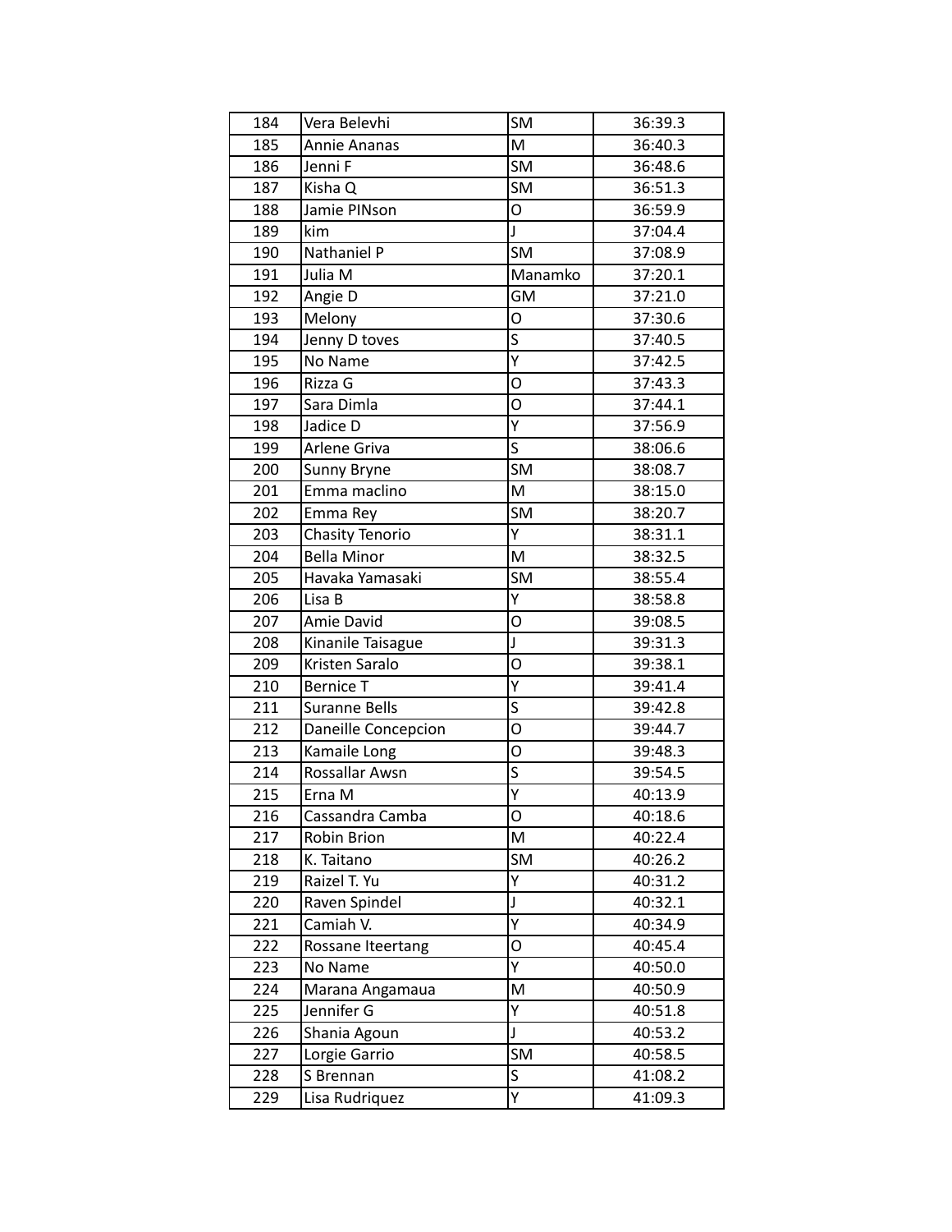| 184 | Vera Belevhi | SM | 36:39.3 |
|---|---|---|---|
| 185 | Annie Ananas | M | 36:40.3 |
| 186 | Jenni F | SM | 36:48.6 |
| 187 | Kisha Q | SM | 36:51.3 |
| 188 | Jamie PINson | O | 36:59.9 |
| 189 | kim | J | 37:04.4 |
| 190 | Nathaniel P | SM | 37:08.9 |
| 191 | Julia M | Manamko | 37:20.1 |
| 192 | Angie D | GM | 37:21.0 |
| 193 | Melony | O | 37:30.6 |
| 194 | Jenny D toves | S | 37:40.5 |
| 195 | No Name | Y | 37:42.5 |
| 196 | Rizza G | O | 37:43.3 |
| 197 | Sara Dimla | O | 37:44.1 |
| 198 | Jadice D | Y | 37:56.9 |
| 199 | Arlene Griva | S | 38:06.6 |
| 200 | Sunny Bryne | SM | 38:08.7 |
| 201 | Emma maclino | M | 38:15.0 |
| 202 | Emma Rey | SM | 38:20.7 |
| 203 | Chasity Tenorio | Y | 38:31.1 |
| 204 | Bella Minor | M | 38:32.5 |
| 205 | Havaka Yamasaki | SM | 38:55.4 |
| 206 | Lisa B | Y | 38:58.8 |
| 207 | Amie David | O | 39:08.5 |
| 208 | Kinanile Taisague | J | 39:31.3 |
| 209 | Kristen Saralo | O | 39:38.1 |
| 210 | Bernice T | Y | 39:41.4 |
| 211 | Suranne Bells | S | 39:42.8 |
| 212 | Daneille Concepcion | O | 39:44.7 |
| 213 | Kamaile Long | O | 39:48.3 |
| 214 | Rossallar Awsn | S | 39:54.5 |
| 215 | Erna M | Y | 40:13.9 |
| 216 | Cassandra Camba | O | 40:18.6 |
| 217 | Robin Brion | M | 40:22.4 |
| 218 | K. Taitano | SM | 40:26.2 |
| 219 | Raizel T. Yu | Y | 40:31.2 |
| 220 | Raven Spindel | J | 40:32.1 |
| 221 | Camiah V. | Y | 40:34.9 |
| 222 | Rossane Iteertang | O | 40:45.4 |
| 223 | No Name | Y | 40:50.0 |
| 224 | Marana Angamaua | M | 40:50.9 |
| 225 | Jennifer G | Y | 40:51.8 |
| 226 | Shania Agoun | J | 40:53.2 |
| 227 | Lorgie Garrio | SM | 40:58.5 |
| 228 | S Brennan | S | 41:08.2 |
| 229 | Lisa Rudriquez | Y | 41:09.3 |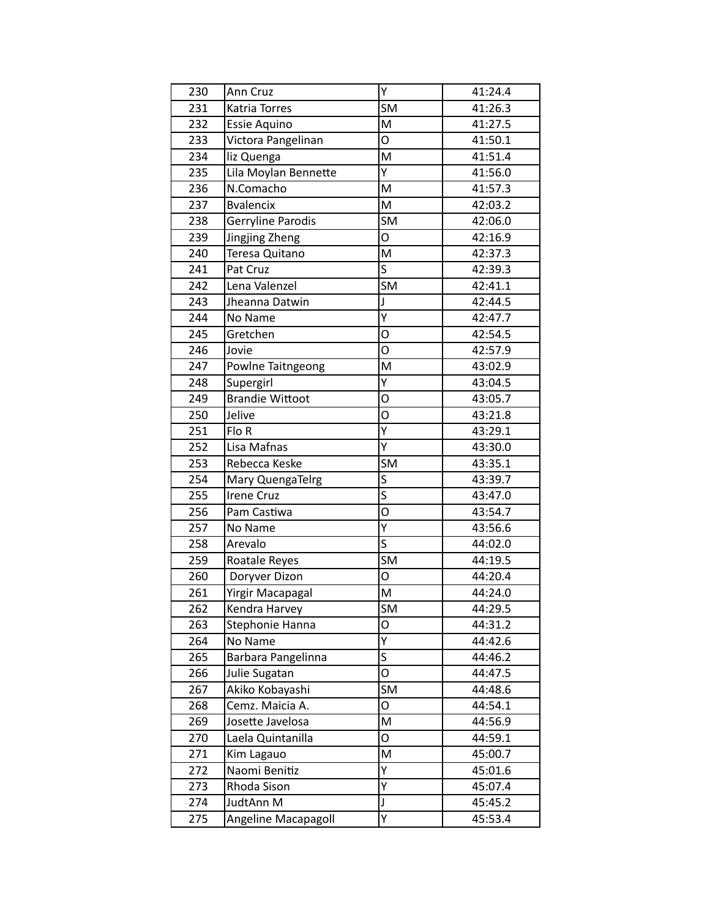| | | | |
|---|---|---|---|
| 230 | Ann Cruz | Y | 41:24.4 |
| 231 | Katria Torres | SM | 41:26.3 |
| 232 | Essie Aquino | M | 41:27.5 |
| 233 | Victora Pangelinan | O | 41:50.1 |
| 234 | liz Quenga | M | 41:51.4 |
| 235 | Lila Moylan Bennette | Y | 41:56.0 |
| 236 | N.Comacho | M | 41:57.3 |
| 237 | Bvalencix | M | 42:03.2 |
| 238 | Gerryline Parodis | SM | 42:06.0 |
| 239 | Jingjing Zheng | O | 42:16.9 |
| 240 | Teresa Quitano | M | 42:37.3 |
| 241 | Pat Cruz | S | 42:39.3 |
| 242 | Lena Valenzel | SM | 42:41.1 |
| 243 | Jheanna Datwin | J | 42:44.5 |
| 244 | No Name | Y | 42:47.7 |
| 245 | Gretchen | O | 42:54.5 |
| 246 | Jovie | O | 42:57.9 |
| 247 | Powlne Taitngeong | M | 43:02.9 |
| 248 | Supergirl | Y | 43:04.5 |
| 249 | Brandie Wittoot | O | 43:05.7 |
| 250 | Jelive | O | 43:21.8 |
| 251 | Flo R | Y | 43:29.1 |
| 252 | Lisa Mafnas | Y | 43:30.0 |
| 253 | Rebecca Keske | SM | 43:35.1 |
| 254 | Mary QuengaTelrg | S | 43:39.7 |
| 255 | Irene Cruz | S | 43:47.0 |
| 256 | Pam Castiwa | O | 43:54.7 |
| 257 | No Name | Y | 43:56.6 |
| 258 | Arevalo | S | 44:02.0 |
| 259 | Roatale Reyes | SM | 44:19.5 |
| 260 | Doryver Dizon | O | 44:20.4 |
| 261 | Yirgir Macapagal | M | 44:24.0 |
| 262 | Kendra Harvey | SM | 44:29.5 |
| 263 | Stephonie Hanna | O | 44:31.2 |
| 264 | No Name | Y | 44:42.6 |
| 265 | Barbara Pangelinna | S | 44:46.2 |
| 266 | Julie Sugatan | O | 44:47.5 |
| 267 | Akiko Kobayashi | SM | 44:48.6 |
| 268 | Cemz. Maicia A. | O | 44:54.1 |
| 269 | Josette Javelosa | M | 44:56.9 |
| 270 | Laela Quintanilla | O | 44:59.1 |
| 271 | Kim Lagauo | M | 45:00.7 |
| 272 | Naomi Benitiz | Y | 45:01.6 |
| 273 | Rhoda Sison | Y | 45:07.4 |
| 274 | JudtAnn M | J | 45:45.2 |
| 275 | Angeline Macapagoll | Y | 45:53.4 |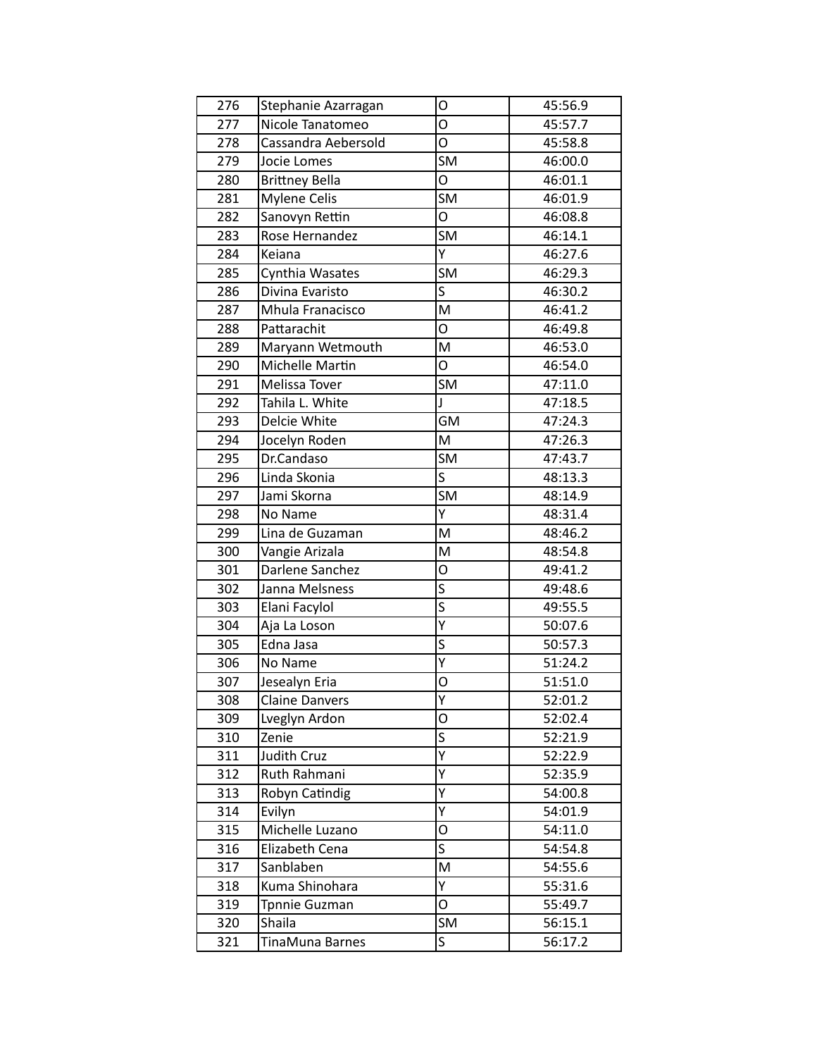| 276 | Stephanie Azarragan | O | 45:56.9 |
|---|---|---|---|
| 277 | Nicole Tanatomeo | O | 45:57.7 |
| 278 | Cassandra Aebersold | O | 45:58.8 |
| 279 | Jocie Lomes | SM | 46:00.0 |
| 280 | Brittney Bella | O | 46:01.1 |
| 281 | Mylene Celis | SM | 46:01.9 |
| 282 | Sanovyn Rettin | O | 46:08.8 |
| 283 | Rose Hernandez | SM | 46:14.1 |
| 284 | Keiana | Y | 46:27.6 |
| 285 | Cynthia Wasates | SM | 46:29.3 |
| 286 | Divina Evaristo | S | 46:30.2 |
| 287 | Mhula Franacisco | M | 46:41.2 |
| 288 | Pattarachit | O | 46:49.8 |
| 289 | Maryann Wetmouth | M | 46:53.0 |
| 290 | Michelle Martin | O | 46:54.0 |
| 291 | Melissa Tover | SM | 47:11.0 |
| 292 | Tahila L. White | J | 47:18.5 |
| 293 | Delcie White | GM | 47:24.3 |
| 294 | Jocelyn Roden | M | 47:26.3 |
| 295 | Dr.Candaso | SM | 47:43.7 |
| 296 | Linda Skonia | S | 48:13.3 |
| 297 | Jami Skorna | SM | 48:14.9 |
| 298 | No Name | Y | 48:31.4 |
| 299 | Lina de Guzaman | M | 48:46.2 |
| 300 | Vangie Arizala | M | 48:54.8 |
| 301 | Darlene Sanchez | O | 49:41.2 |
| 302 | Janna Melsness | S | 49:48.6 |
| 303 | Elani Facylol | S | 49:55.5 |
| 304 | Aja La Loson | Y | 50:07.6 |
| 305 | Edna Jasa | S | 50:57.3 |
| 306 | No Name | Y | 51:24.2 |
| 307 | Jesealyn Eria | O | 51:51.0 |
| 308 | Claine Danvers | Y | 52:01.2 |
| 309 | Lveglyn Ardon | O | 52:02.4 |
| 310 | Zenie | S | 52:21.9 |
| 311 | Judith Cruz | Y | 52:22.9 |
| 312 | Ruth Rahmani | Y | 52:35.9 |
| 313 | Robyn Catindig | Y | 54:00.8 |
| 314 | Evilyn | Y | 54:01.9 |
| 315 | Michelle Luzano | O | 54:11.0 |
| 316 | Elizabeth Cena | S | 54:54.8 |
| 317 | Sanblaben | M | 54:55.6 |
| 318 | Kuma Shinohara | Y | 55:31.6 |
| 319 | Tpnnie Guzman | O | 55:49.7 |
| 320 | Shaila | SM | 56:15.1 |
| 321 | TinaMuna Barnes | S | 56:17.2 |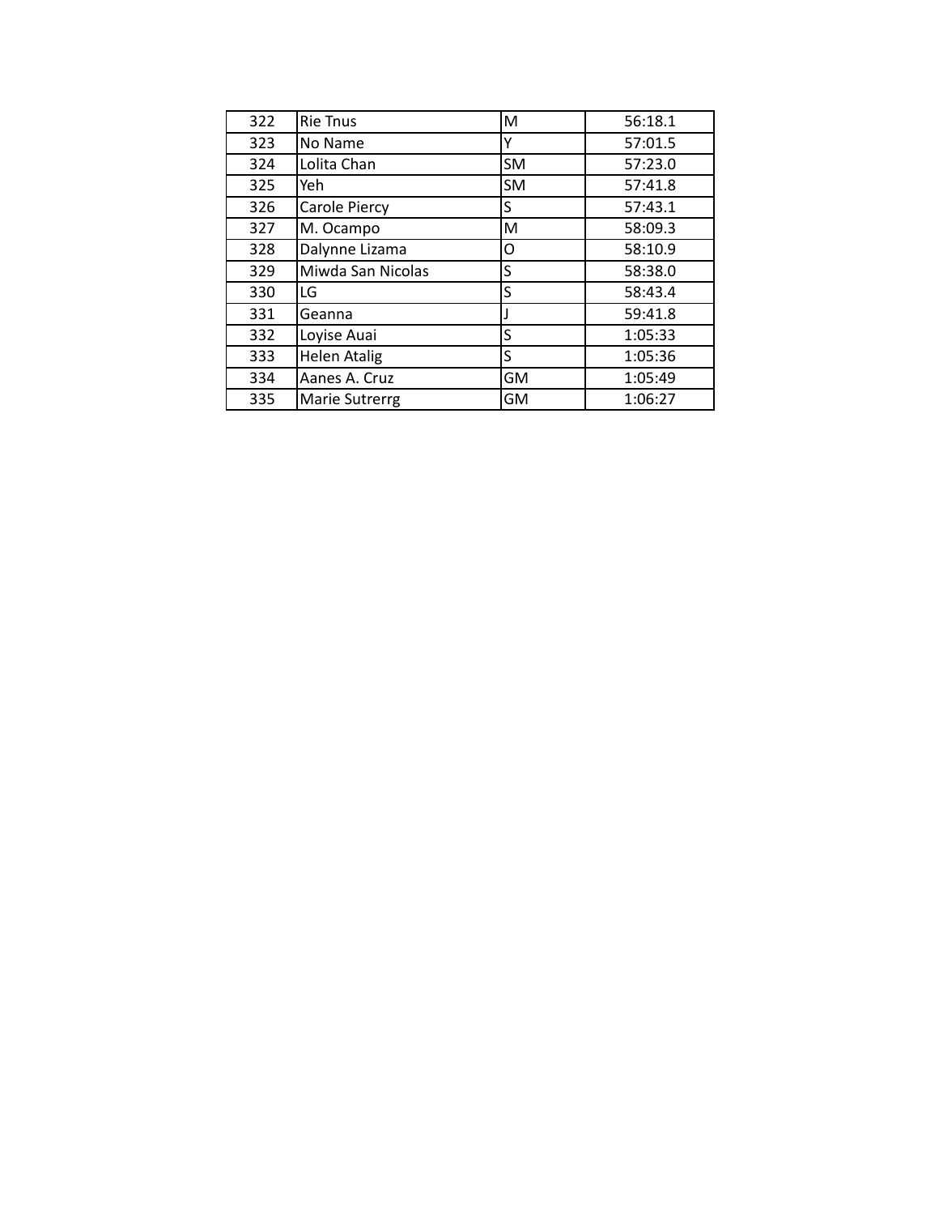| | | | |
|---|---|---|---|
| 322 | Rie Tnus | M | 56:18.1 |
| 323 | No Name | Y | 57:01.5 |
| 324 | Lolita Chan | SM | 57:23.0 |
| 325 | Yeh | SM | 57:41.8 |
| 326 | Carole Piercy | S | 57:43.1 |
| 327 | M. Ocampo | M | 58:09.3 |
| 328 | Dalynne Lizama | O | 58:10.9 |
| 329 | Miwda San Nicolas | S | 58:38.0 |
| 330 | LG | S | 58:43.4 |
| 331 | Geanna | J | 59:41.8 |
| 332 | Loyise Auai | S | 1:05:33 |
| 333 | Helen Atalig | S | 1:05:36 |
| 334 | Aanes A. Cruz | GM | 1:05:49 |
| 335 | Marie Sutrerrg | GM | 1:06:27 |